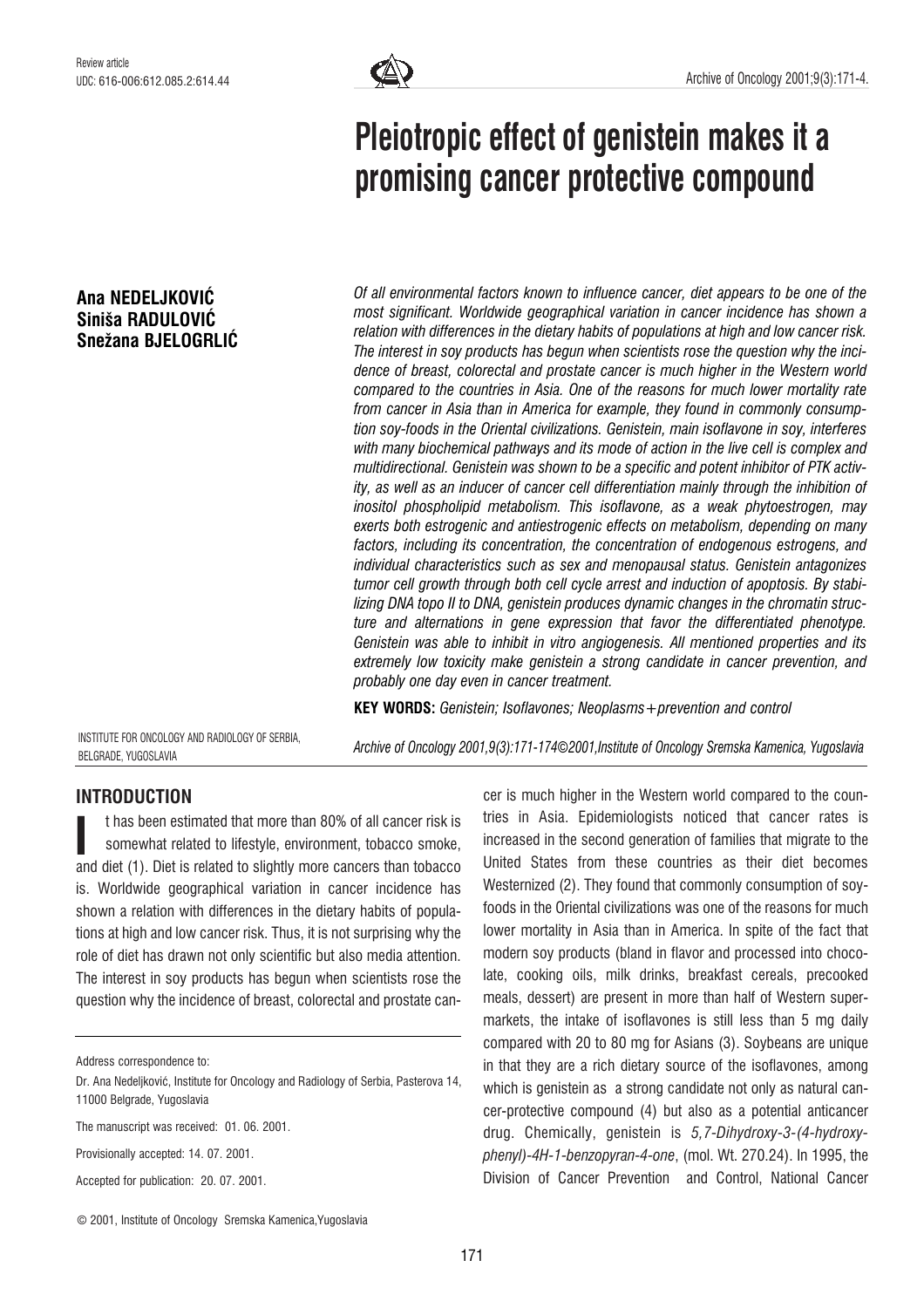Review article

UDC: 616-006:612.085.2:614.44

# Pleiotropic effect of genistein makes it a promising cancer protective compound

**Ana NEDELJKOVIĆ**
**Siniša RADULOVIĆ**
**Snežana BJELOGRLIĆ**

*Of all environmental factors known to influence cancer, diet appears to be one of the most significant. Worldwide geographical variation in cancer incidence has shown a relation with differences in the dietary habits of populations at high and low cancer risk. The interest in soy products has begun when scientists rose the question why the incidence of breast, colorectal and prostate cancer is much higher in the Western world compared to the countries in Asia. One of the reasons for much lower mortality rate from cancer in Asia than in America for example, they found in commonly consumption soy-foods in the Oriental civilizations. Genistein, main isoflavone in soy, interferes with many biochemical pathways and its mode of action in the live cell is complex and multidirectional. Genistein was shown to be a specific and potent inhibitor of PTK activity, as well as an inducer of cancer cell differentiation mainly through the inhibition of inositol phospholipid metabolism. This isoflavone, as a weak phytoestrogen, may exerts both estrogenic and antiestrogenic effects on metabolism, depending on many factors, including its concentration, the concentration of endogenous estrogens, and individual characteristics such as sex and menopausal status. Genistein antagonizes tumor cell growth through both cell cycle arrest and induction of apoptosis. By stabilizing DNA topo II to DNA, genistein produces dynamic changes in the chromatin structure and alternations in gene expression that favor the differentiated phenotype. Genistein was able to inhibit in vitro angiogenesis. All mentioned properties and its extremely low toxicity make genistein a strong candidate in cancer prevention, and probably one day even in cancer treatment.*

**KEY WORDS:** *Genistein; Isoflavones; Neoplasms+prevention and control*

INSTITUTE FOR ONCOLOGY AND RADIOLOGY OF SERBIA, BELGRADE, YUGOSLAVIA

*Archive of Oncology 2001,9(3):171-174©2001,Institute of Oncology Sremska Kamenica, Yugoslavia*

## INTRODUCTION

It has been estimated that more than 80% of all cancer risk is somewhat related to lifestyle, environment, tobacco smoke, and diet (1). Diet is related to slightly more cancers than tobacco is. Worldwide geographical variation in cancer incidence has shown a relation with differences in the dietary habits of populations at high and low cancer risk. Thus, it is not surprising why the role of diet has drawn not only scientific but also media attention. The interest in soy products has begun when scientists rose the question why the incidence of breast, colorectal and prostate cancer is much higher in the Western world compared to the countries in Asia. Epidemiologists noticed that cancer rates is increased in the second generation of families that migrate to the United States from these countries as their diet becomes Westernized (2). They found that commonly consumption of soy-foods in the Oriental civilizations was one of the reasons for much lower mortality in Asia than in America. In spite of the fact that modern soy products (bland in flavor and processed into chocolate, cooking oils, milk drinks, breakfast cereals, precooked meals, dessert) are present in more than half of Western supermarkets, the intake of isoflavones is still less than 5 mg daily compared with 20 to 80 mg for Asians (3). Soybeans are unique in that they are a rich dietary source of the isoflavones, among which is genistein as a strong candidate not only as natural cancer-protective compound (4) but also as a potential anticancer drug. Chemically, genistein is *5,7-Dihydroxy-3-(4-hydroxyphenyl)-4H-1-benzopyran-4-one*, (mol. Wt. 270.24). In 1995, the Division of Cancer Prevention and Control, National Cancer

Address correspondence to:

Dr. Ana Nedeljković, Institute for Oncology and Radiology of Serbia, Pasterova 14, 11000 Belgrade, Yugoslavia

The manuscript was received: 01. 06. 2001.

Provisionally accepted: 14. 07. 2001.

Accepted for publication: 20. 07. 2001.

© 2001, Institute of Oncology Sremska Kamenica,Yugoslavia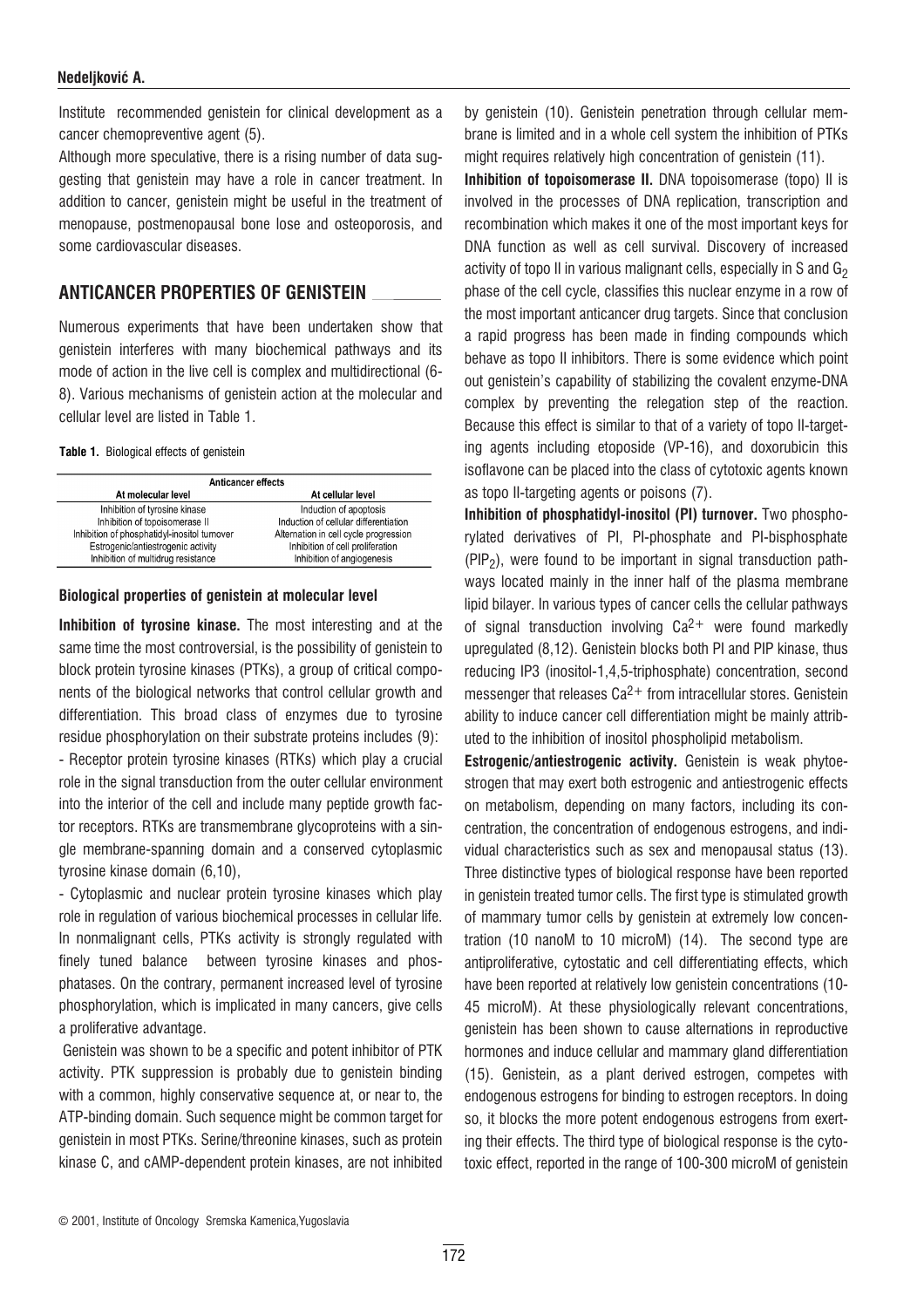Institute recommended genistein for clinical development as a cancer chemopreventive agent (5).

Although more speculative, there is a rising number of data suggesting that genistein may have a role in cancer treatment. In addition to cancer, genistein might be useful in the treatment of menopause, postmenopausal bone lose and osteoporosis, and some cardiovascular diseases.

## ANTICANCER PROPERTIES OF GENISTEIN

Numerous experiments that have been undertaken show that genistein interferes with many biochemical pathways and its mode of action in the live cell is complex and multidirectional (6-8). Various mechanisms of genistein action at the molecular and cellular level are listed in Table 1.

**Table 1.** Biological effects of genistein

| Anticancer effects | |
|---|---|
| **At molecular level** | **At cellular level** |
| Inhibition of tyrosine kinase | Induction of apoptosis |
| Inhibition of topoisomerase II | Induction of cellular differentiation |
| Inhibition of phosphatidyl-inositol turnover | Alternation in cell cycle progression |
| Estrogenic/antiestrogenic activity | Inhibition of cell proliferation |
| Inhibition of multidrug resistance | Inhibition of angiogenesis |

### Biological properties of genistein at molecular level

**Inhibition of tyrosine kinase.** The most interesting and at the same time the most controversial, is the possibility of genistein to block protein tyrosine kinases (PTKs), a group of critical components of the biological networks that control cellular growth and differentiation. This broad class of enzymes due to tyrosine residue phosphorylation on their substrate proteins includes (9):

- Receptor protein tyrosine kinases (RTKs) which play a crucial role in the signal transduction from the outer cellular environment into the interior of the cell and include many peptide growth factor receptors. RTKs are transmembrane glycoproteins with a single membrane-spanning domain and a conserved cytoplasmic tyrosine kinase domain (6,10),
- Cytoplasmic and nuclear protein tyrosine kinases which play role in regulation of various biochemical processes in cellular life. In nonmalignant cells, PTKs activity is strongly regulated with finely tuned balance between tyrosine kinases and phosphatases. On the contrary, permanent increased level of tyrosine phosphorylation, which is implicated in many cancers, give cells a proliferative advantage.

Genistein was shown to be a specific and potent inhibitor of PTK activity. PTK suppression is probably due to genistein binding with a common, highly conservative sequence at, or near to, the ATP-binding domain. Such sequence might be common target for genistein in most PTKs. Serine/threonine kinases, such as protein kinase C, and cAMP-dependent protein kinases, are not inhibited by genistein (10). Genistein penetration through cellular membrane is limited and in a whole cell system the inhibition of PTKs might requires relatively high concentration of genistein (11).

**Inhibition of topoisomerase II.** DNA topoisomerase (topo) II is involved in the processes of DNA replication, transcription and recombination which makes it one of the most important keys for DNA function as well as cell survival. Discovery of increased activity of topo II in various malignant cells, especially in S and $G_2$ phase of the cell cycle, classifies this nuclear enzyme in a row of the most important anticancer drug targets. Since that conclusion a rapid progress has been made in finding compounds which behave as topo II inhibitors. There is some evidence which point out genistein's capability of stabilizing the covalent enzyme-DNA complex by preventing the relegation step of the reaction. Because this effect is similar to that of a variety of topo II-targeting agents including etoposide (VP-16), and doxorubicin this isoflavone can be placed into the class of cytotoxic agents known as topo II-targeting agents or poisons (7).

**Inhibition of phosphatidyl-inositol (PI) turnover.** Two phosphorylated derivatives of PI, PI-phosphate and PI-bisphosphate ($PIP_2$), were found to be important in signal transduction pathways located mainly in the inner half of the plasma membrane lipid bilayer. In various types of cancer cells the cellular pathways of signal transduction involving $Ca^{2+}$ were found markedly upregulated (8,12). Genistein blocks both PI and PIP kinase, thus reducing IP3 (inositol-1,4,5-triphosphate) concentration, second messenger that releases $Ca^{2+}$ from intracellular stores. Genistein ability to induce cancer cell differentiation might be mainly attributed to the inhibition of inositol phospholipid metabolism.

**Estrogenic/antiestrogenic activity.** Genistein is weak phytoestrogen that may exert both estrogenic and antiestrogenic effects on metabolism, depending on many factors, including its concentration, the concentration of endogenous estrogens, and individual characteristics such as sex and menopausal status (13). Three distinctive types of biological response have been reported in genistein treated tumor cells. The first type is stimulated growth of mammary tumor cells by genistein at extremely low concentration (10 nanoM to 10 microM) (14). The second type are antiproliferative, cytostatic and cell differentiating effects, which have been reported at relatively low genistein concentrations (10-45 microM). At these physiologically relevant concentrations, genistein has been shown to cause alternations in reproductive hormones and induce cellular and mammary gland differentiation (15). Genistein, as a plant derived estrogen, competes with endogenous estrogens for binding to estrogen receptors. In doing so, it blocks the more potent endogenous estrogens from exerting their effects. The third type of biological response is the cytotoxic effect, reported in the range of 100-300 microM of genistein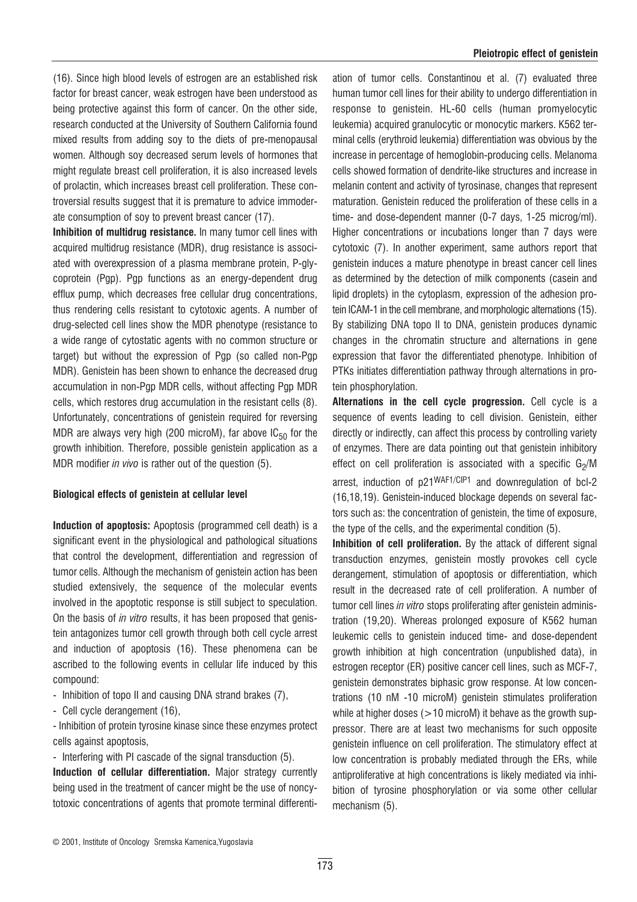(16). Since high blood levels of estrogen are an established risk factor for breast cancer, weak estrogen have been understood as being protective against this form of cancer. On the other side, research conducted at the University of Southern California found mixed results from adding soy to the diets of pre-menopausal women. Although soy decreased serum levels of hormones that might regulate breast cell proliferation, it is also increased levels of prolactin, which increases breast cell proliferation. These controversial results suggest that it is premature to advice immoderate consumption of soy to prevent breast cancer (17).

**Inhibition of multidrug resistance.** In many tumor cell lines with acquired multidrug resistance (MDR), drug resistance is associated with overexpression of a plasma membrane protein, P-glycoprotein (Pgp). Pgp functions as an energy-dependent drug efflux pump, which decreases free cellular drug concentrations, thus rendering cells resistant to cytotoxic agents. A number of drug-selected cell lines show the MDR phenotype (resistance to a wide range of cytostatic agents with no common structure or target) but without the expression of Pgp (so called non-Pgp MDR). Genistein has been shown to enhance the decreased drug accumulation in non-Pgp MDR cells, without affecting Pgp MDR cells, which restores drug accumulation in the resistant cells (8). Unfortunately, concentrations of genistein required for reversing MDR are always very high (200 microM), far above $IC_{50}$ for the growth inhibition. Therefore, possible genistein application as a MDR modifier *in vivo* is rather out of the question (5).

### Biological effects of genistein at cellular level

**Induction of apoptosis:** Apoptosis (programmed cell death) is a significant event in the physiological and pathological situations that control the development, differentiation and regression of tumor cells. Although the mechanism of genistein action has been studied extensively, the sequence of the molecular events involved in the apoptotic response is still subject to speculation. On the basis of *in vitro* results, it has been proposed that genistein antagonizes tumor cell growth through both cell cycle arrest and induction of apoptosis (16). These phenomena can be ascribed to the following events in cellular life induced by this compound:

- Inhibition of topo II and causing DNA strand brakes (7),
- Cell cycle derangement (16),
- Inhibition of protein tyrosine kinase since these enzymes protect cells against apoptosis,
- Interfering with PI cascade of the signal transduction (5).

**Induction of cellular differentiation.** Major strategy currently being used in the treatment of cancer might be the use of noncytotoxic concentrations of agents that promote terminal differentiation of tumor cells. Constantinou et al. (7) evaluated three human tumor cell lines for their ability to undergo differentiation in response to genistein. HL-60 cells (human promyelocytic leukemia) acquired granulocytic or monocytic markers. K562 terminal cells (erythroid leukemia) differentiation was obvious by the increase in percentage of hemoglobin-producing cells. Melanoma cells showed formation of dendrite-like structures and increase in melanin content and activity of tyrosinase, changes that represent maturation. Genistein reduced the proliferation of these cells in a time- and dose-dependent manner (0-7 days, 1-25 microg/ml). Higher concentrations or incubations longer than 7 days were cytotoxic (7). In another experiment, same authors report that genistein induces a mature phenotype in breast cancer cell lines as determined by the detection of milk components (casein and lipid droplets) in the cytoplasm, expression of the adhesion protein ICAM-1 in the cell membrane, and morphologic alternations (15). By stabilizing DNA topo II to DNA, genistein produces dynamic changes in the chromatin structure and alternations in gene expression that favor the differentiated phenotype. Inhibition of PTKs initiates differentiation pathway through alternations in protein phosphorylation.

**Alternations in the cell cycle progression.** Cell cycle is a sequence of events leading to cell division. Genistein, either directly or indirectly, can affect this process by controlling variety of enzymes. There are data pointing out that genistein inhibitory effect on cell proliferation is associated with a specific $G_2$/M arrest, induction of p21[WAF1/CIP1] and downregulation of bcl-2 (16,18,19). Genistein-induced blockage depends on several factors such as: the concentration of genistein, the time of exposure, the type of the cells, and the experimental condition (5).

**Inhibition of cell proliferation.** By the attack of different signal transduction enzymes, genistein mostly provokes cell cycle derangement, stimulation of apoptosis or differentiation, which result in the decreased rate of cell proliferation. A number of tumor cell lines *in vitro* stops proliferating after genistein administration (19,20). Whereas prolonged exposure of K562 human leukemic cells to genistein induced time- and dose-dependent growth inhibition at high concentration (unpublished data), in estrogen receptor (ER) positive cancer cell lines, such as MCF-7, genistein demonstrates biphasic grow response. At low concentrations (10 nM -10 microM) genistein stimulates proliferation while at higher doses (>10 microM) it behave as the growth suppressor. There are at least two mechanisms for such opposite genistein influence on cell proliferation. The stimulatory effect at low concentration is probably mediated through the ERs, while antiproliferative at high concentrations is likely mediated via inhibition of tyrosine phosphorylation or via some other cellular mechanism (5).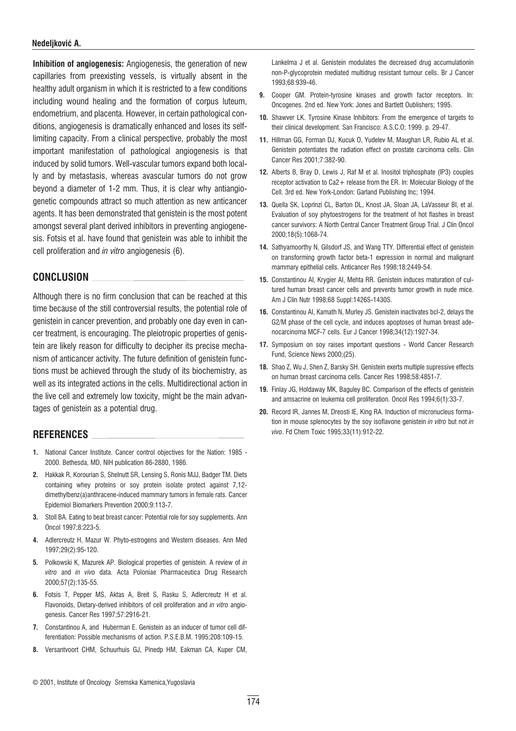**Inhibition of angiogenesis:** Angiogenesis, the generation of new capillaries from preexisting vessels, is virtually absent in the healthy adult organism in which it is restricted to a few conditions including wound healing and the formation of corpus luteum, endometrium, and placenta. However, in certain pathological conditions, angiogenesis is dramatically enhanced and loses its self-limiting capacity. From a clinical perspective, probably the most important manifestation of pathological angiogenesis is that induced by solid tumors. Well-vascular tumors expand both locally and by metastasis, whereas avascular tumors do not grow beyond a diameter of 1-2 mm. Thus, it is clear why antiangiogenetic compounds attract so much attention as new anticancer agents. It has been demonstrated that genistein is the most potent amongst several plant derived inhibitors in preventing angiogenesis. Fotsis et al. have found that genistein was able to inhibit the cell proliferation and *in vitro* angiogenesis (6).

## CONCLUSION

Although there is no firm conclusion that can be reached at this time because of the still controversial results, the potential role of genistein in cancer prevention, and probably one day even in cancer treatment, is encouraging. The pleiotropic properties of genistein are likely reason for difficulty to decipher its precise mechanism of anticancer activity. The future definition of genistein functions must be achieved through the study of its biochemistry, as well as its integrated actions in the cells. Multidirectional action in the live cell and extremely low toxicity, might be the main advantages of genistein as a potential drug.

## REFERENCES

1. National Cancer Institute. Cancer control objectives for the Nation: 1985 - 2000. Bethesda, MD, NIH publication 86-2880, 1986.
2. Hakkak R, Korourian S, Shelnutt SR, Lensing S, Ronis MJJ, Badger TM. Diets containing whey proteins or soy protein isolate protect against 7,12-dimethylbenz(a)anthracene-induced mammary tumors in female rats. Cancer Epidemiol Biomarkers Prevention 2000;9:113-7.
3. Stoll BA. Eating to beat breast cancer: Potential role for soy supplements. Ann Oncol 1997;8:223-5.
4. Adlercreutz H, Mazur W. Phyto-estrogens and Western diseases. Ann Med 1997;29(2):95-120.
5. Polkowski K, Mazurek AP. Biological properties of genistein. A review of *in vitro* and *in vivo* data. Acta Poloniae Pharmaceutica Drug Research 2000;57(2):135-55.
6. Fotsis T, Pepper MS, Aktas A, Breit S, Rasku S, Adlercreutz H et al. Flavonoids, Dietary-derived inhibitors of cell proliferation and *in vitro* angiogenesis. Cancer Res 1997;57:2916-21.
7. Constantinou A, and Huberman E. Genistein as an inducer of tumor cell differentiation: Possible mechanisms of action. P.S.E.B.M. 1995;208:109-15.
8. Versantvoort CHM, Schuurhuis GJ, Pinedp HM, Eakman CA, Kuper CM, Lankelma J et al. Genistein modulates the decreased drug accumulationin non-P-glycoprotein mediated multidrug resistant tumour cells. Br J Cancer 1993;68:939-46.
9. Cooper GM. Protein-tyrosine kinases and growth factor receptors. In: Oncogenes. 2nd ed. New York: Jones and Bartlett Oublishers; 1995.
10. Shawver LK. Tyrosine Kinase Inhibitors: From the emergence of targets to their clinical development. San Francisco: A.S.C.O; 1999. p. 29-47.
11. Hillman GG, Forman DJ, Kucuk O, Yudelev M, Maughan LR, Rubio AL et al. Genistein potentiates the radiation effect on prostate carcinoma cells. Clin Cancer Res 2001;7:382-90.
12. Alberts B, Bray D, Lewis J, Raf M et al. Inositol triphosphate (IP3) couples receptor activation to Ca2+ release from the ER. In: Molecular Biology of the Cell. 3rd ed. New York-London: Garland Publishing Inc; 1994.
13. Quella SK, Loprinzi CL, Barton DL, Knost JA, Sloan JA, LaVasseur BI, et al. Evaluation of soy phytoestrogens for the treatment of hot flashes in breast cancer survivors: A North Central Cancer Treatment Group Trial. J Clin Oncol 2000;18(5):1068-74.
14. Sathyamoorthy N, Gilsdorf JS, and Wang TTY. Differential effect of genistein on transforming growth factor beta-1 expression in normal and malignant mammary epithelial cells. Anticancer Res 1998;18:2449-54.
15. Constantinou AI, Krygier AI, Mehta RR. Genistein induces maturation of cultured human breast cancer cells and prevents tumor growth in nude mice. Am J Clin Nutr 1998;68 Suppl:1426S-1430S.
16. Constantinou AI, Kamath N, Murley JS. Genistein inactivates bcl-2, delays the G2/M phase of the cell cycle, and induces apoptoses of human breast adenocarcinoma MCF-7 cells. Eur J Cancer 1998;34(12):1927-34.
17. Symposium on soy raises important questions - World Cancer Research Fund, Science News 2000;(25).
18. Shao Z, Wu J, Shen Z, Barsky SH. Genistein exerts multiple supressive effects on human breast carcinoma cells. Cancer Res 1998;58:4851-7.
19. Finlay JG, Holdaway MK, Baguley BC. Comparison of the effects of genistein and amsacrine on leukemia cell proliferation. Oncol Res 1994;6(1):33-7.
20. Record IR, Jannes M, Dreosti IE, King RA. Induction of micronucleus formation in mouse splenocytes by the soy isoflavone genistein *in vitro* but not *in vivo*. Fd Chem Toxic 1995;33(11):912-22.

© 2001, Institute of Oncology Sremska Kamenica,Yugoslavia